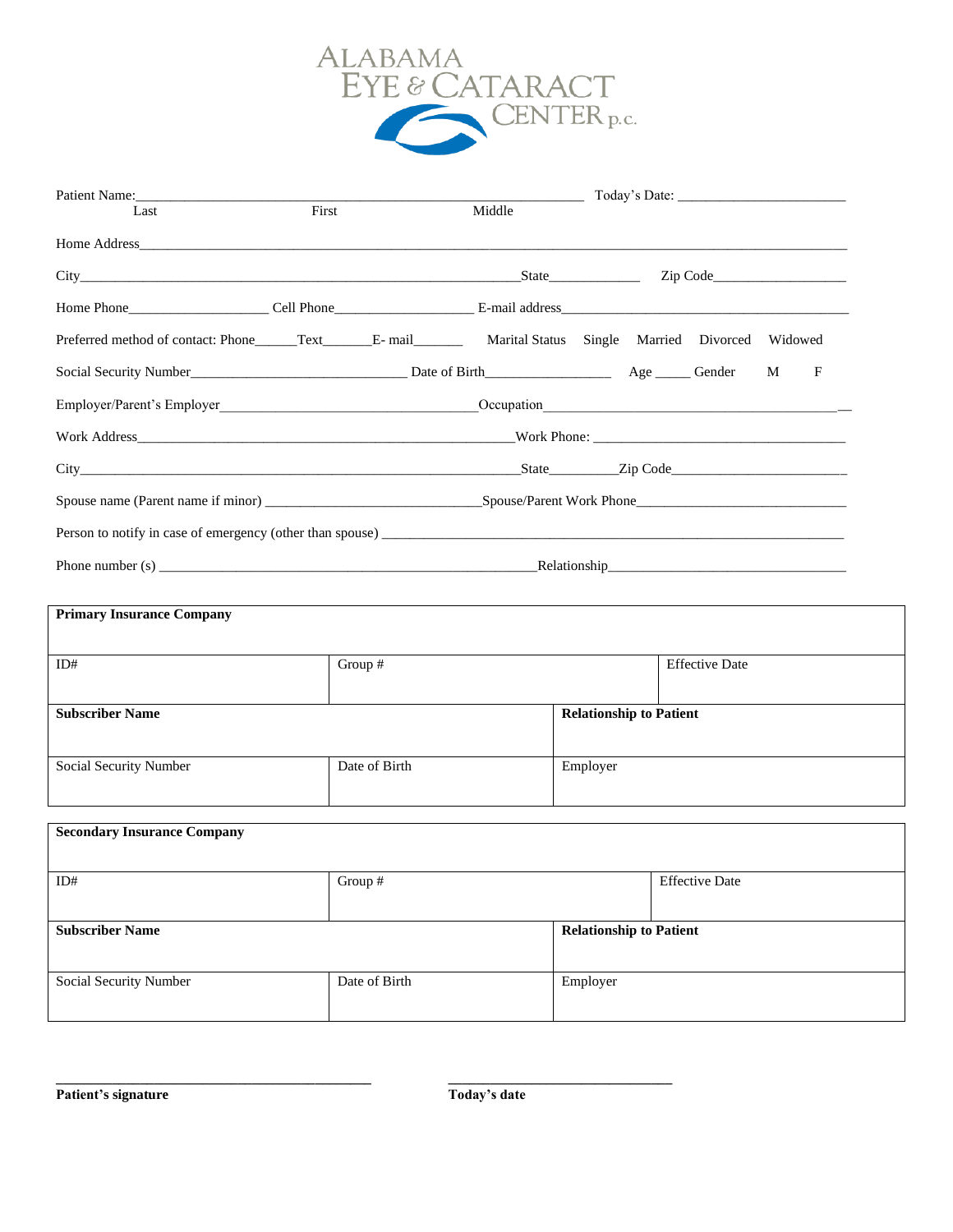# ALABAMA EYE & CATARACT CENTER p.c.

Patient Name:_____________________________________________________________ Today's Date: ________________________
Last First Middle

Home Address______________________________________________________________________________________

City_______________________________________________________________State_____________ Zip Code__________________

Home Phone___________________ Cell Phone___________________ E-mail address________________________________________

Preferred method of contact: Phone______Text_______E- mail_______ Marital Status Single Married Divorced Widowed

Social Security Number______________________________ Date of Birth_________________ Age _____ Gender M F

Employer/Parent's Employer____________________________________Occupation__________________________________________

Work Address_____________________________________________________Work Phone: ___________________________________

City_______________________________________________________________State_________Zip Code________________________

Spouse name (Parent name if minor) ______________________________Spouse/Parent Work Phone______________________________

Person to notify in case of emergency (other than spouse) _________________________________________________________________

Phone number (s) _____________________________________________________Relationship_________________________________

| **Primary Insurance Company** | | |
|---|---|---|
| ID# | Group # | Effective Date |
| **Subscriber Name** | | **Relationship to Patient** |
| Social Security Number | Date of Birth | Employer |

| **Secondary Insurance Company** | | |
|---|---|---|
| ID# | Group # | Effective Date |
| **Subscriber Name** | | **Relationship to Patient** |
| Social Security Number | Date of Birth | Employer |

_______________________________________________ _________________________________
**Patient's signature** **Today's date**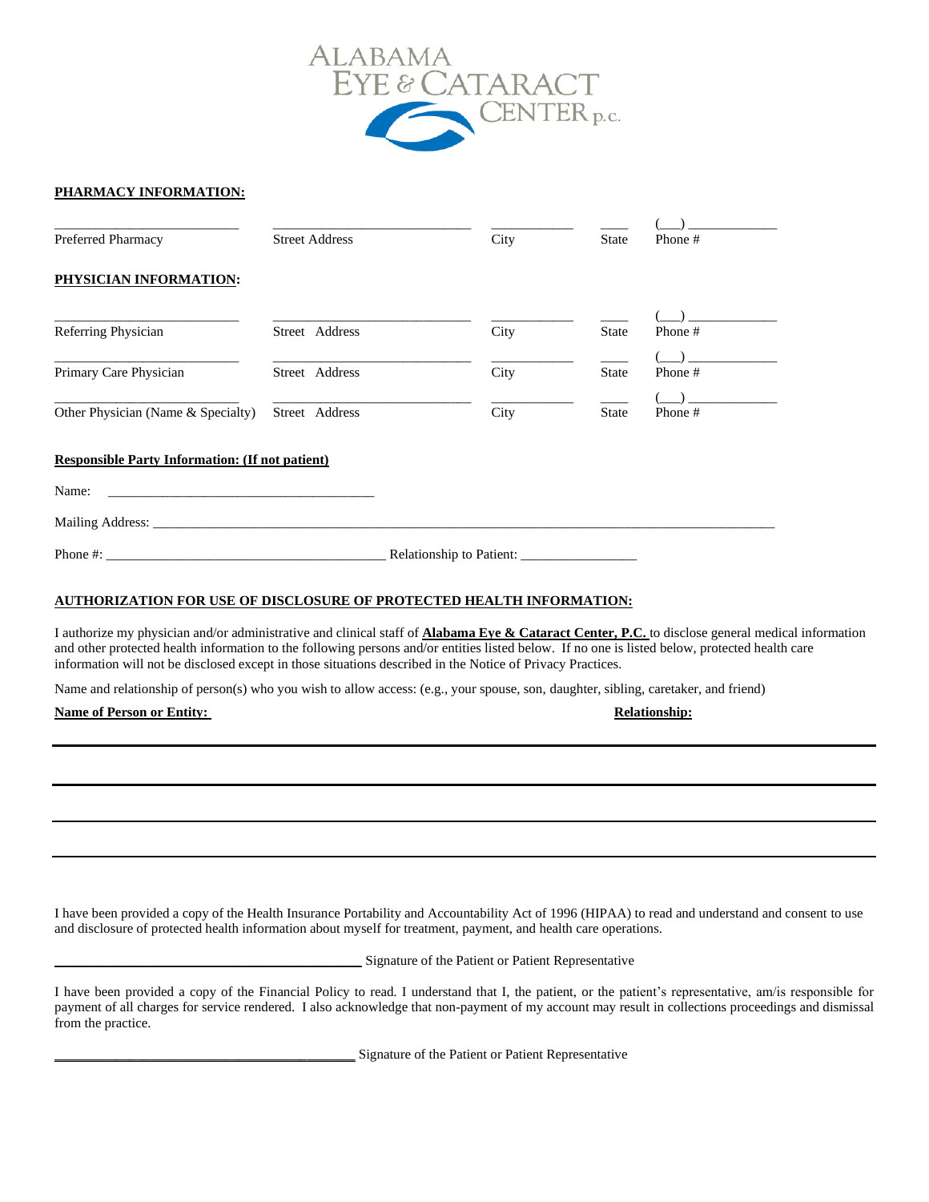ALABAMA EYE & CATARACT CENTER p.c.

**PHARMACY INFORMATION:**

| ___________________________ | _____________________________ | ____________ | ____ | (___) _____________ |
|---|---|---|---|---|
| Preferred Pharmacy | Street Address | City | State | Phone # |

**PHYSICIAN INFORMATION:**

| ___________________________ | _____________________________ | ____________ | ____ | (___) _____________ |
|---|---|---|---|---|
| Referring Physician | Street Address | City | State | Phone # |
| Primary Care Physician | Street Address | City | State | Phone # |
| Other Physician (Name & Specialty) | Street Address | City | State | Phone # |

**Responsible Party Information: (If not patient)**

Name: _______________________________________

Mailing Address: ______________________________________________________________________________________________

Phone #: _________________________________________ Relationship to Patient: _________________

**AUTHORIZATION FOR USE OF DISCLOSURE OF PROTECTED HEALTH INFORMATION:**

I authorize my physician and/or administrative and clinical staff of **Alabama Eye & Cataract Center, P.C.** to disclose general medical information and other protected health information to the following persons and/or entities listed below. If no one is listed below, protected health care information will not be disclosed except in those situations described in the Notice of Privacy Practices.

Name and relationship of person(s) who you wish to allow access: (e.g., your spouse, son, daughter, sibling, caretaker, and friend)

| Name of Person or Entity: | Relationship: |
|---|---|
| | |
| | |
| | |
| | |

I have been provided a copy of the Health Insurance Portability and Accountability Act of 1996 (HIPAA) to read and understand and consent to use and disclosure of protected health information about myself for treatment, payment, and health care operations.

_____________________________________________ Signature of the Patient or Patient Representative

I have been provided a copy of the Financial Policy to read. I understand that I, the patient, or the patient's representative, am/is responsible for payment of all charges for service rendered. I also acknowledge that non-payment of my account may result in collections proceedings and dismissal from the practice.

_____________________________________________ Signature of the Patient or Patient Representative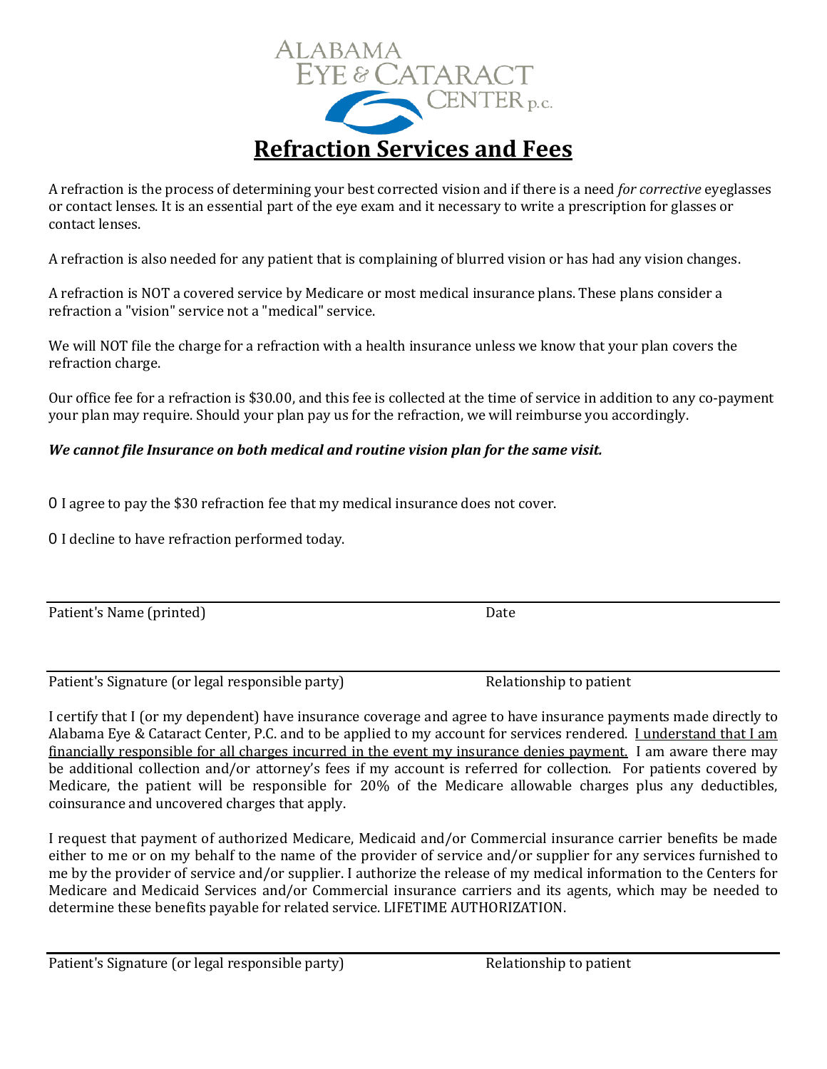ALABAMA
EYE & CATARACT
CENTER p.c.

# Refraction Services and Fees

A refraction is the process of determining your best corrected vision and if there is a need *for corrective* eyeglasses or contact lenses. It is an essential part of the eye exam and it necessary to write a prescription for glasses or contact lenses.

A refraction is also needed for any patient that is complaining of blurred vision or has had any vision changes.

A refraction is NOT a covered service by Medicare or most medical insurance plans. These plans consider a refraction a "vision" service not a "medical" service.

We will NOT file the charge for a refraction with a health insurance unless we know that your plan covers the refraction charge.

Our office fee for a refraction is $30.00, and this fee is collected at the time of service in addition to any co-payment your plan may require. Should your plan pay us for the refraction, we will reimburse you accordingly.

***We cannot file Insurance on both medical and routine vision plan for the same visit.***

O I agree to pay the $30 refraction fee that my medical insurance does not cover.

O I decline to have refraction performed today.

Patient's Name (printed) Date

Patient's Signature (or legal responsible party) Relationship to patient

I certify that I (or my dependent) have insurance coverage and agree to have insurance payments made directly to Alabama Eye & Cataract Center, P.C. and to be applied to my account for services rendered. <u>I understand that I am financially responsible for all charges incurred in the event my insurance denies payment.</u> I am aware there may be additional collection and/or attorney's fees if my account is referred for collection. For patients covered by Medicare, the patient will be responsible for 20% of the Medicare allowable charges plus any deductibles, coinsurance and uncovered charges that apply.

I request that payment of authorized Medicare, Medicaid and/or Commercial insurance carrier benefits be made either to me or on my behalf to the name of the provider of service and/or supplier for any services furnished to me by the provider of service and/or supplier. I authorize the release of my medical information to the Centers for Medicare and Medicaid Services and/or Commercial insurance carriers and its agents, which may be needed to determine these benefits payable for related service. LIFETIME AUTHORIZATION.

Patient's Signature (or legal responsible party) Relationship to patient